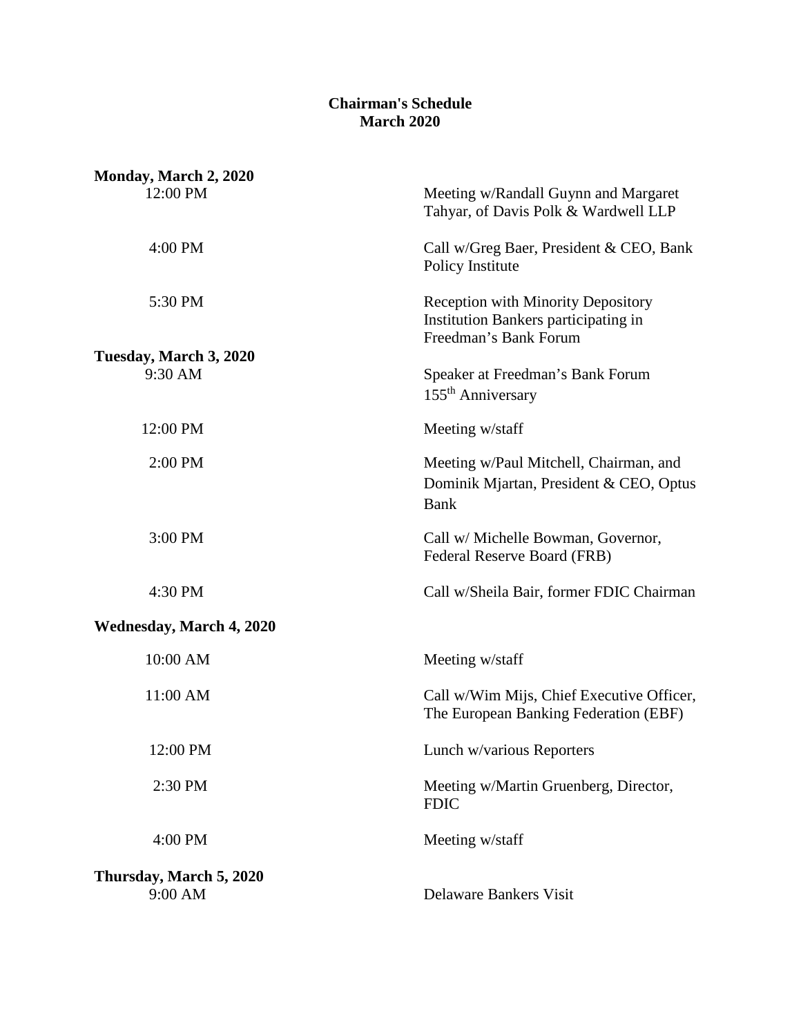**Chairman's Schedule**
**March 2020**

**Monday, March 2, 2020**

| | |
|---|---|
| 12:00 PM | Meeting w/Randall Guynn and Margaret Tahyar, of Davis Polk & Wardwell LLP |
| 4:00 PM | Call w/Greg Baer, President & CEO, Bank Policy Institute |
| 5:30 PM | Reception with Minority Depository Institution Bankers participating in Freedman's Bank Forum |

**Tuesday, March 3, 2020**

| | |
|---|---|
| 9:30 AM | Speaker at Freedman's Bank Forum 155th Anniversary |
| 12:00 PM | Meeting w/staff |
| 2:00 PM | Meeting w/Paul Mitchell, Chairman, and Dominik Mjartan, President & CEO, Optus Bank |
| 3:00 PM | Call w/ Michelle Bowman, Governor, Federal Reserve Board (FRB) |
| 4:30 PM | Call w/Sheila Bair, former FDIC Chairman |

**Wednesday, March 4, 2020**

| | |
|---|---|
| 10:00 AM | Meeting w/staff |
| 11:00 AM | Call w/Wim Mijs, Chief Executive Officer, The European Banking Federation (EBF) |
| 12:00 PM | Lunch w/various Reporters |
| 2:30 PM | Meeting w/Martin Gruenberg, Director, FDIC |
| 4:00 PM | Meeting w/staff |

**Thursday, March 5, 2020**

| | |
|---|---|
| 9:00 AM | Delaware Bankers Visit |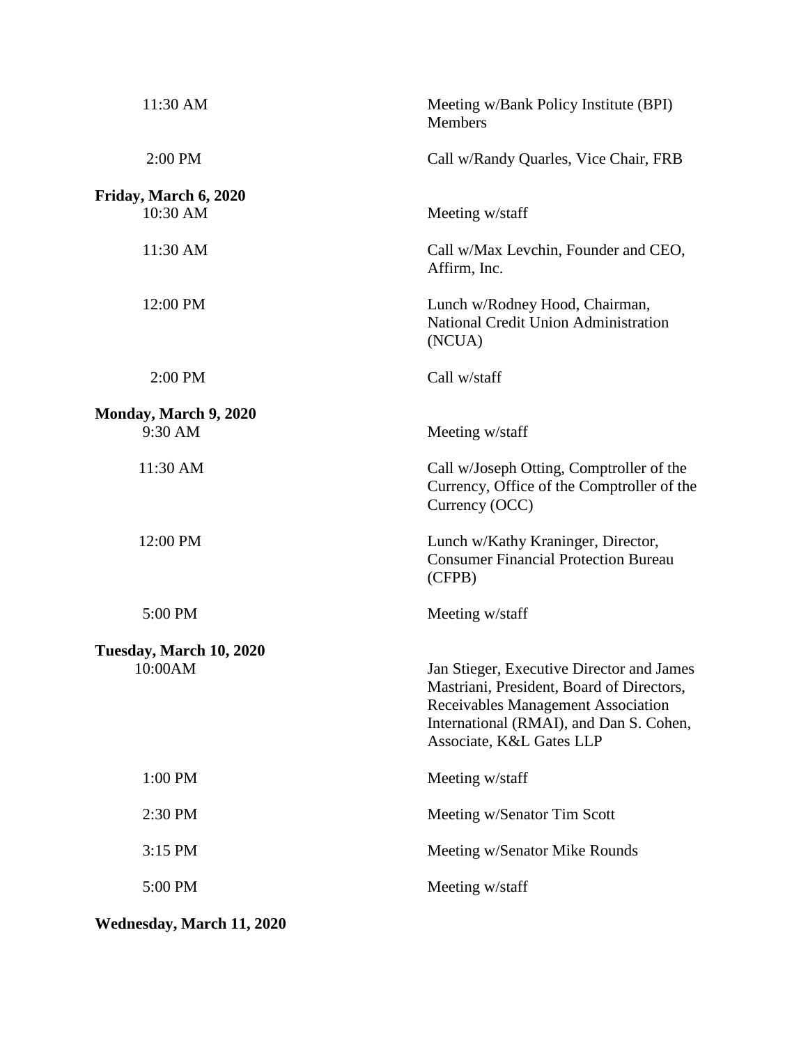| | |
|---|---|
| 11:30 AM | Meeting w/Bank Policy Institute (BPI) Members |
| 2:00 PM | Call w/Randy Quarles, Vice Chair, FRB |
| **Friday, March 6, 2020** | |
| 10:30 AM | Meeting w/staff |
| 11:30 AM | Call w/Max Levchin, Founder and CEO, Affirm, Inc. |
| 12:00 PM | Lunch w/Rodney Hood, Chairman, National Credit Union Administration (NCUA) |
| 2:00 PM | Call w/staff |
| **Monday, March 9, 2020** | |
| 9:30 AM | Meeting w/staff |
| 11:30 AM | Call w/Joseph Otting, Comptroller of the Currency, Office of the Comptroller of the Currency (OCC) |
| 12:00 PM | Lunch w/Kathy Kraninger, Director, Consumer Financial Protection Bureau (CFPB) |
| 5:00 PM | Meeting w/staff |
| **Tuesday, March 10, 2020** | |
| 10:00AM | Jan Stieger, Executive Director and James Mastriani, President, Board of Directors, Receivables Management Association International (RMAI), and Dan S. Cohen, Associate, K&L Gates LLP |
| 1:00 PM | Meeting w/staff |
| 2:30 PM | Meeting w/Senator Tim Scott |
| 3:15 PM | Meeting w/Senator Mike Rounds |
| 5:00 PM | Meeting w/staff |

**Wednesday, March 11, 2020**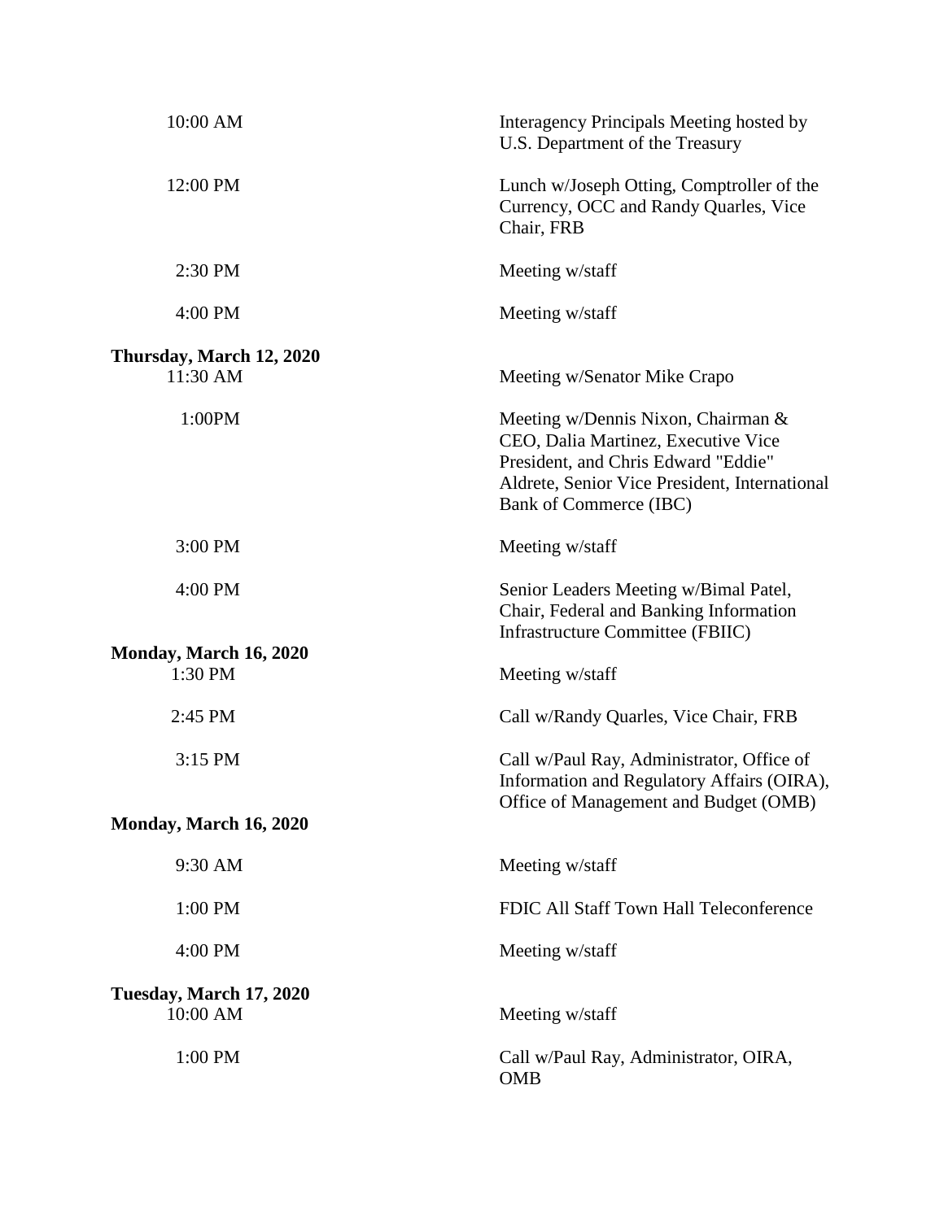| | |
|---|---|
| 10:00 AM | Interagency Principals Meeting hosted by U.S. Department of the Treasury |
| 12:00 PM | Lunch w/Joseph Otting, Comptroller of the Currency, OCC and Randy Quarles, Vice Chair, FRB |
| 2:30 PM | Meeting w/staff |
| 4:00 PM | Meeting w/staff |
| **Thursday, March 12, 2020** | |
| 11:30 AM | Meeting w/Senator Mike Crapo |
| 1:00PM | Meeting w/Dennis Nixon, Chairman & CEO, Dalia Martinez, Executive Vice President, and Chris Edward "Eddie" Aldrete, Senior Vice President, International Bank of Commerce (IBC) |
| 3:00 PM | Meeting w/staff |
| 4:00 PM | Senior Leaders Meeting w/Bimal Patel, Chair, Federal and Banking Information Infrastructure Committee (FBIIC) |
| **Monday, March 16, 2020** | |
| 1:30 PM | Meeting w/staff |
| 2:45 PM | Call w/Randy Quarles, Vice Chair, FRB |
| 3:15 PM | Call w/Paul Ray, Administrator, Office of Information and Regulatory Affairs (OIRA), Office of Management and Budget (OMB) |
| **Monday, March 16, 2020** | |
| 9:30 AM | Meeting w/staff |
| 1:00 PM | FDIC All Staff Town Hall Teleconference |
| 4:00 PM | Meeting w/staff |
| **Tuesday, March 17, 2020** | |
| 10:00 AM | Meeting w/staff |
| 1:00 PM | Call w/Paul Ray, Administrator, OIRA, OMB |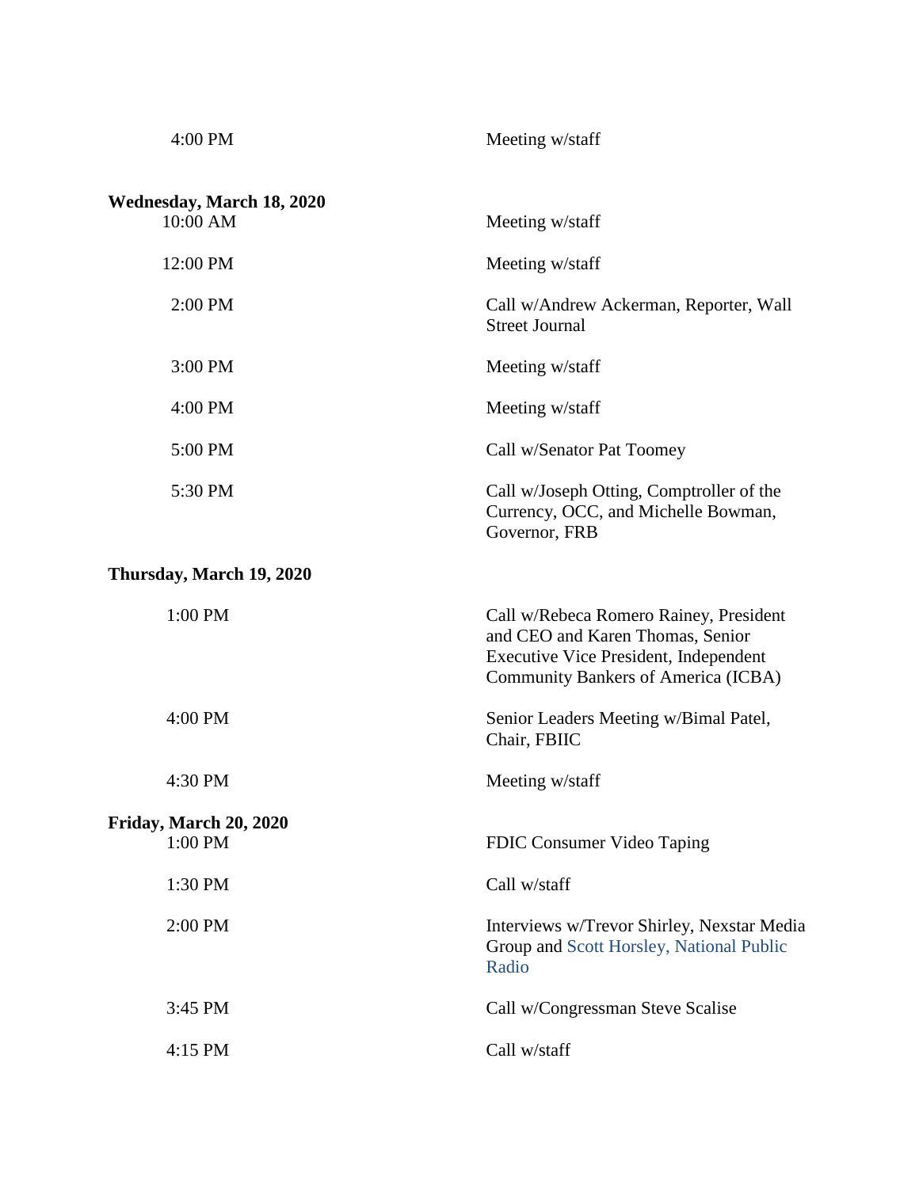| | |
|---|---|
| 4:00 PM | Meeting w/staff |

**Wednesday, March 18, 2020**

| | |
|---|---|
| 10:00 AM | Meeting w/staff |
| 12:00 PM | Meeting w/staff |
| 2:00 PM | Call w/Andrew Ackerman, Reporter, Wall Street Journal |
| 3:00 PM | Meeting w/staff |
| 4:00 PM | Meeting w/staff |
| 5:00 PM | Call w/Senator Pat Toomey |
| 5:30 PM | Call w/Joseph Otting, Comptroller of the Currency, OCC, and Michelle Bowman, Governor, FRB |

**Thursday, March 19, 2020**

| | |
|---|---|
| 1:00 PM | Call w/Rebeca Romero Rainey, President and CEO and Karen Thomas, Senior Executive Vice President, Independent Community Bankers of America (ICBA) |
| 4:00 PM | Senior Leaders Meeting w/Bimal Patel, Chair, FBIIC |
| 4:30 PM | Meeting w/staff |

**Friday, March 20, 2020**

| | |
|---|---|
| 1:00 PM | FDIC Consumer Video Taping |
| 1:30 PM | Call w/staff |
| 2:00 PM | Interviews w/Trevor Shirley, Nexstar Media Group and Scott Horsley, National Public Radio |
| 3:45 PM | Call w/Congressman Steve Scalise |
| 4:15 PM | Call w/staff |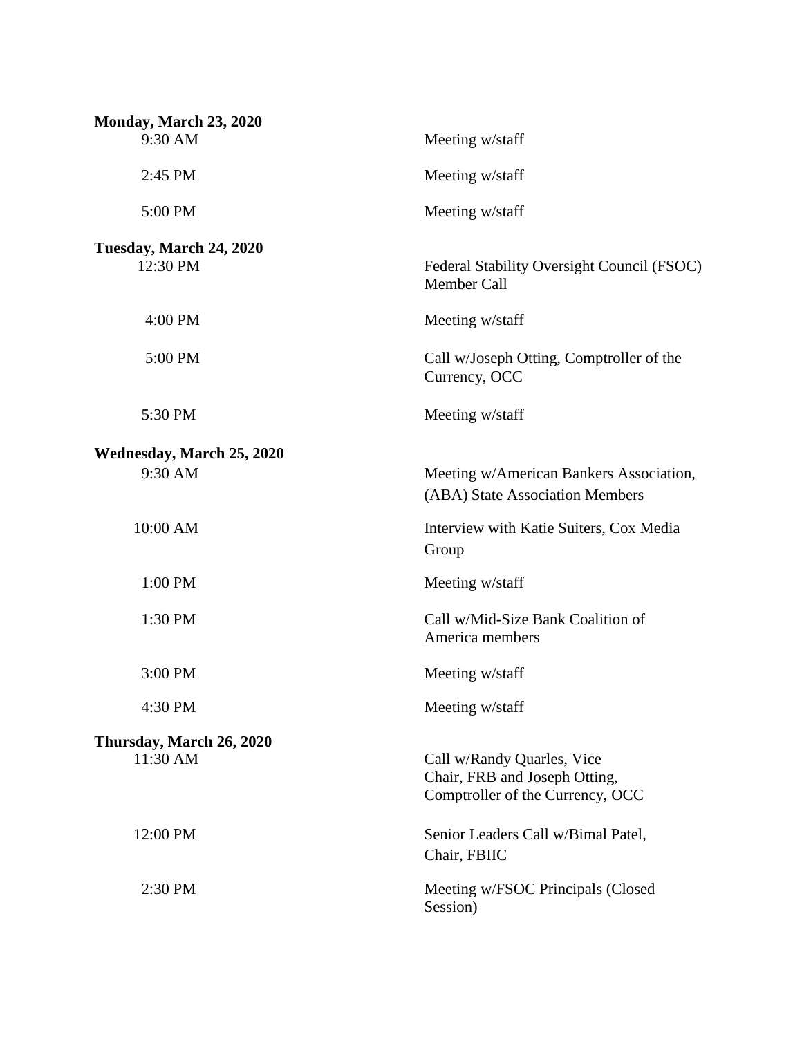**Monday, March 23, 2020**

| | |
|---|---|
| 9:30 AM | Meeting w/staff |
| 2:45 PM | Meeting w/staff |
| 5:00 PM | Meeting w/staff |

**Tuesday, March 24, 2020**

| | |
|---|---|
| 12:30 PM | Federal Stability Oversight Council (FSOC) Member Call |
| 4:00 PM | Meeting w/staff |
| 5:00 PM | Call w/Joseph Otting, Comptroller of the Currency, OCC |
| 5:30 PM | Meeting w/staff |

**Wednesday, March 25, 2020**

| | |
|---|---|
| 9:30 AM | Meeting w/American Bankers Association, (ABA) State Association Members |
| 10:00 AM | Interview with Katie Suiters, Cox Media Group |
| 1:00 PM | Meeting w/staff |
| 1:30 PM | Call w/Mid-Size Bank Coalition of America members |
| 3:00 PM | Meeting w/staff |
| 4:30 PM | Meeting w/staff |

**Thursday, March 26, 2020**

| | |
|---|---|
| 11:30 AM | Call w/Randy Quarles, Vice Chair, FRB and Joseph Otting, Comptroller of the Currency, OCC |
| 12:00 PM | Senior Leaders Call w/Bimal Patel, Chair, FBIIC |
| 2:30 PM | Meeting w/FSOC Principals (Closed Session) |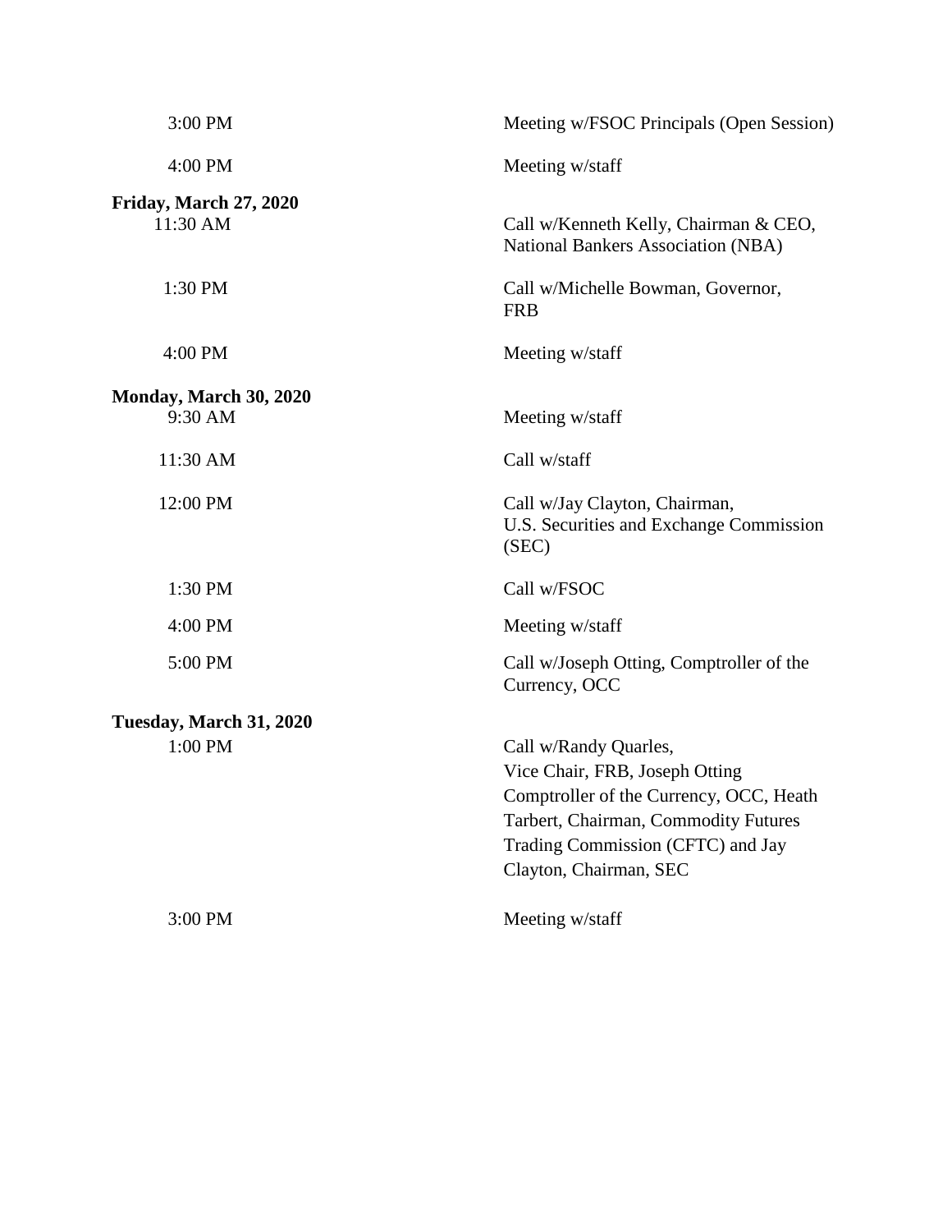| | |
|---|---|
| 3:00 PM | Meeting w/FSOC Principals (Open Session) |
| 4:00 PM | Meeting w/staff |
| **Friday, March 27, 2020** | |
| 11:30 AM | Call w/Kenneth Kelly, Chairman & CEO, National Bankers Association (NBA) |
| 1:30 PM | Call w/Michelle Bowman, Governor, FRB |
| 4:00 PM | Meeting w/staff |
| **Monday, March 30, 2020** | |
| 9:30 AM | Meeting w/staff |
| 11:30 AM | Call w/staff |
| 12:00 PM | Call w/Jay Clayton, Chairman, U.S. Securities and Exchange Commission (SEC) |
| 1:30 PM | Call w/FSOC |
| 4:00 PM | Meeting w/staff |
| 5:00 PM | Call w/Joseph Otting, Comptroller of the Currency, OCC |
| **Tuesday, March 31, 2020** | |
| 1:00 PM | Call w/Randy Quarles, Vice Chair, FRB, Joseph Otting Comptroller of the Currency, OCC, Heath Tarbert, Chairman, Commodity Futures Trading Commission (CFTC) and Jay Clayton, Chairman, SEC |
| 3:00 PM | Meeting w/staff |